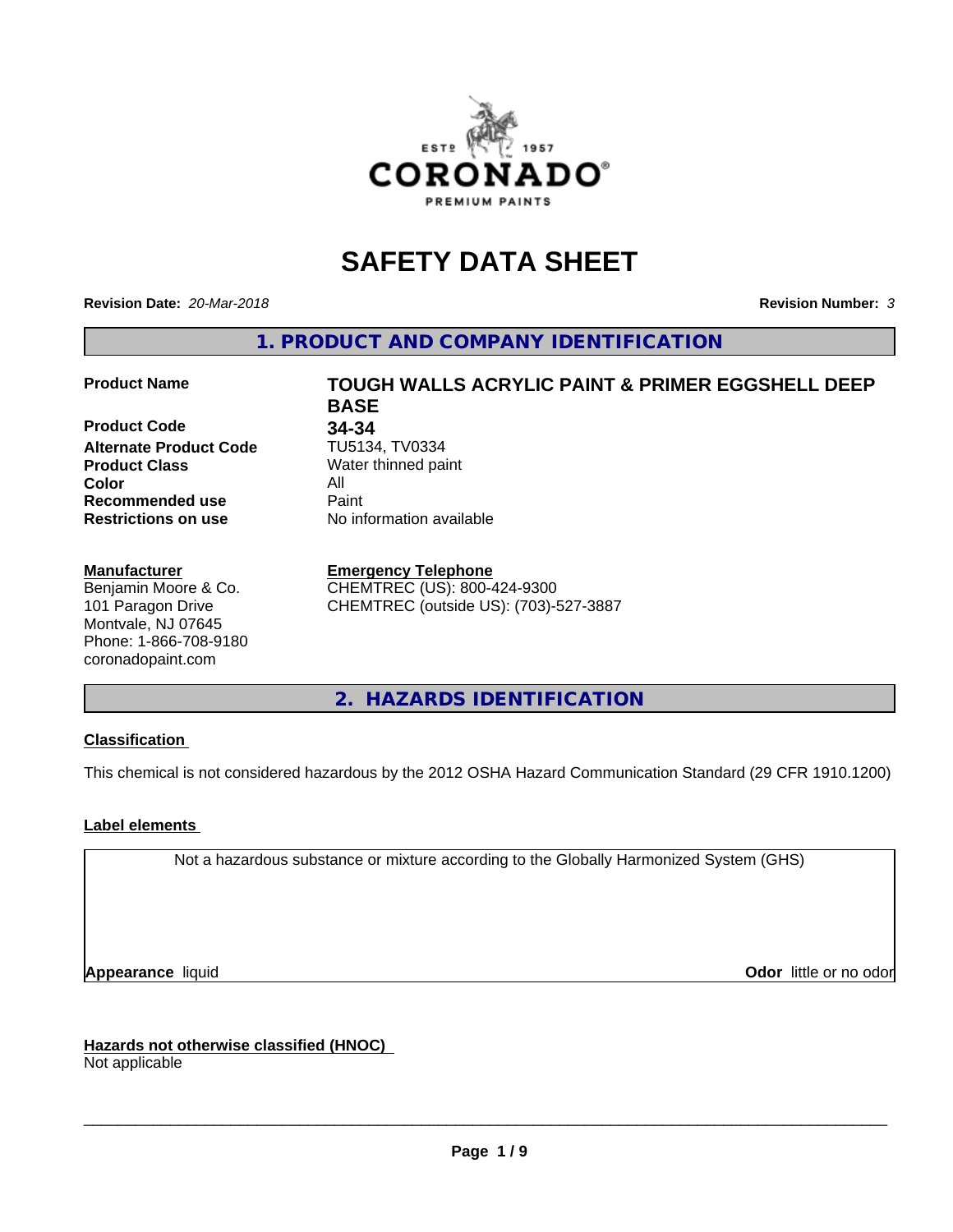# SAFETY DATA SHEET

**Revision Date:** *20-Mar-2018* **Revision Number:** *3*

## 1. PRODUCT AND COMPANY IDENTIFICATION

| | |
|---|---|
| **Product Name** | **TOUGH WALLS ACRYLIC PAINT & PRIMER EGGSHELL DEEP BASE** |
| **Product Code** | **34-34** |
| **Alternate Product Code** | TU5134, TV0334 |
| **Product Class** | Water thinned paint |
| **Color** | All |
| **Recommended use** | Paint |
| **Restrictions on use** | No information available |

**Manufacturer**
Benjamin Moore & Co.
101 Paragon Drive
Montvale, NJ 07645
Phone: 1-866-708-9180
coronadopaint.com

**Emergency Telephone**
CHEMTREC (US): 800-424-9300
CHEMTREC (outside US): (703)-527-3887

## 2. HAZARDS IDENTIFICATION

**Classification**

This chemical is not considered hazardous by the 2012 OSHA Hazard Communication Standard (29 CFR 1910.1200)

**Label elements**

Not a hazardous substance or mixture according to the Globally Harmonized System (GHS)

**Appearance** liquid **Odor** little or no odor

**Hazards not otherwise classified (HNOC)**
Not applicable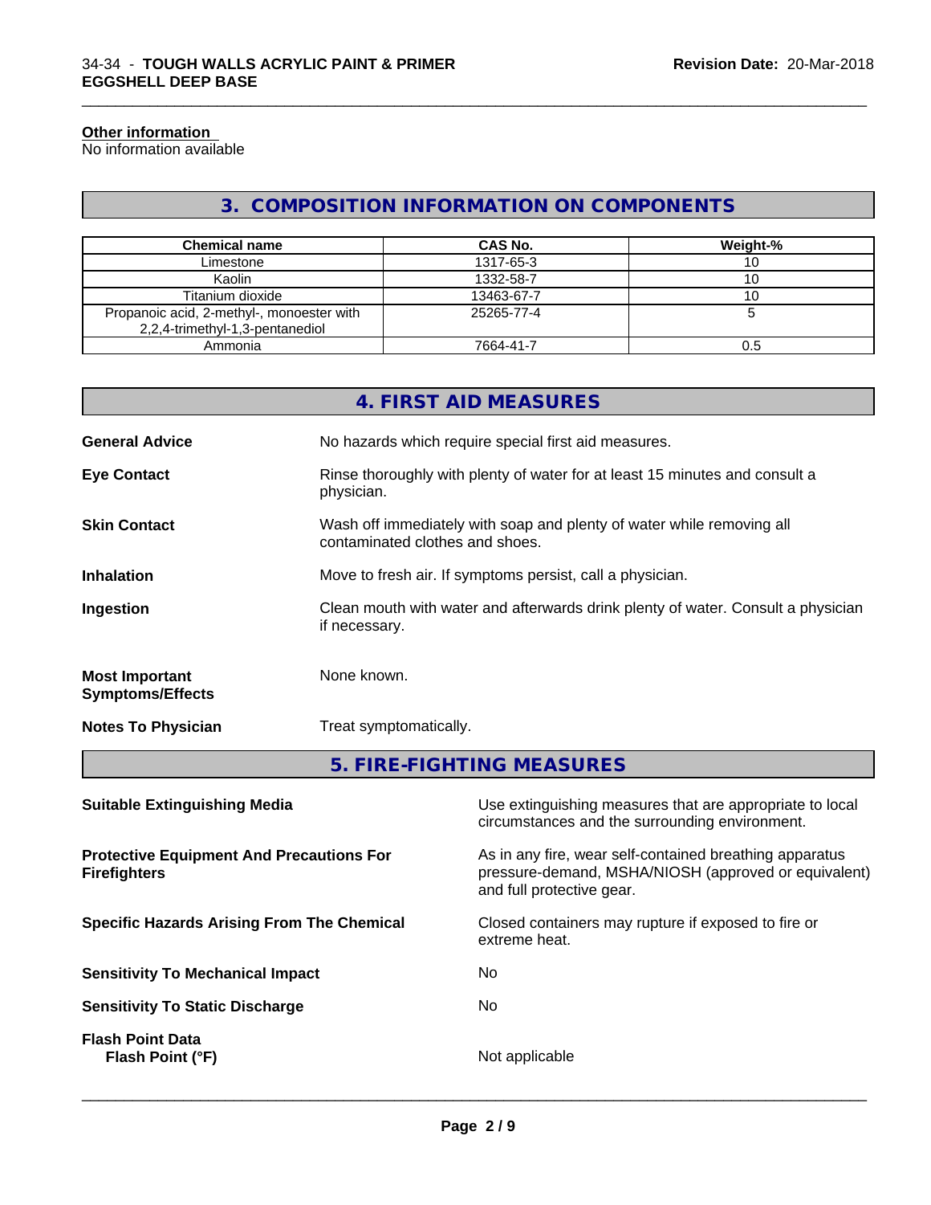#### Other information

No information available

## 3. COMPOSITION INFORMATION ON COMPONENTS

| Chemical name | CAS No. | Weight-% |
|---|---|---|
| Limestone | 1317-65-3 | 10 |
| Kaolin | 1332-58-7 | 10 |
| Titanium dioxide | 13463-67-7 | 10 |
| Propanoic acid, 2-methyl-, monoester with 2,2,4-trimethyl-1,3-pentanediol | 25265-77-4 | 5 |
| Ammonia | 7664-41-7 | 0.5 |

## 4. FIRST AID MEASURES

**General Advice**
No hazards which require special first aid measures.

**Eye Contact**
Rinse thoroughly with plenty of water for at least 15 minutes and consult a physician.

**Skin Contact**
Wash off immediately with soap and plenty of water while removing all contaminated clothes and shoes.

**Inhalation**
Move to fresh air. If symptoms persist, call a physician.

**Ingestion**
Clean mouth with water and afterwards drink plenty of water. Consult a physician if necessary.

**Most Important Symptoms/Effects**
None known.

**Notes To Physician**
Treat symptomatically.

## 5. FIRE-FIGHTING MEASURES

**Suitable Extinguishing Media**
Use extinguishing measures that are appropriate to local circumstances and the surrounding environment.

**Protective Equipment And Precautions For Firefighters**
As in any fire, wear self-contained breathing apparatus pressure-demand, MSHA/NIOSH (approved or equivalent) and full protective gear.

**Specific Hazards Arising From The Chemical**
Closed containers may rupture if exposed to fire or extreme heat.

**Sensitivity To Mechanical Impact**
No

**Sensitivity To Static Discharge**
No

**Flash Point Data**

**Flash Point (°F)**
Not applicable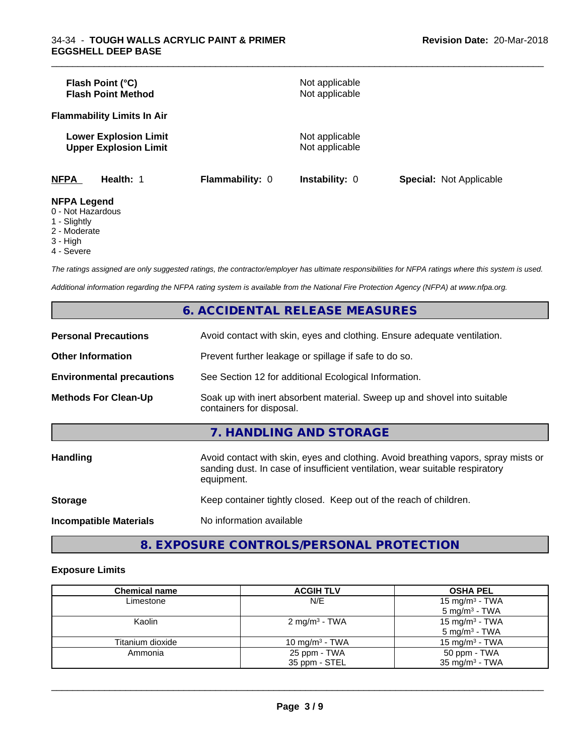**Flash Point (°C)** Not applicable
**Flash Point Method** Not applicable

**Flammability Limits In Air**

**Lower Explosion Limit** Not applicable
**Upper Explosion Limit** Not applicable

**NFPA** **Health:** 1 **Flammability:** 0 **Instability:** 0 **Special:** Not Applicable

**NFPA Legend**
0 - Not Hazardous
1 - Slightly
2 - Moderate
3 - High
4 - Severe

*The ratings assigned are only suggested ratings, the contractor/employer has ultimate responsibilities for NFPA ratings where this system is used.*

*Additional information regarding the NFPA rating system is available from the National Fire Protection Agency (NFPA) at www.nfpa.org.*

## 6. ACCIDENTAL RELEASE MEASURES

**Personal Precautions** Avoid contact with skin, eyes and clothing. Ensure adequate ventilation.

**Other Information** Prevent further leakage or spillage if safe to do so.

**Environmental precautions** See Section 12 for additional Ecological Information.

**Methods For Clean-Up** Soak up with inert absorbent material. Sweep up and shovel into suitable containers for disposal.

## 7. HANDLING AND STORAGE

**Handling** Avoid contact with skin, eyes and clothing. Avoid breathing vapors, spray mists or sanding dust. In case of insufficient ventilation, wear suitable respiratory equipment.

**Storage** Keep container tightly closed. Keep out of the reach of children.

**Incompatible Materials** No information available

## 8. EXPOSURE CONTROLS/PERSONAL PROTECTION

**Exposure Limits**

| Chemical name | ACGIH TLV | OSHA PEL |
|---|---|---|
| Limestone | N/E | 15 mg/m³ - TWA<br>5 mg/m³ - TWA |
| Kaolin | 2 mg/m³ - TWA | 15 mg/m³ - TWA<br>5 mg/m³ - TWA |
| Titanium dioxide | 10 mg/m³ - TWA | 15 mg/m³ - TWA |
| Ammonia | 25 ppm - TWA<br>35 ppm - STEL | 50 ppm - TWA<br>35 mg/m³ - TWA |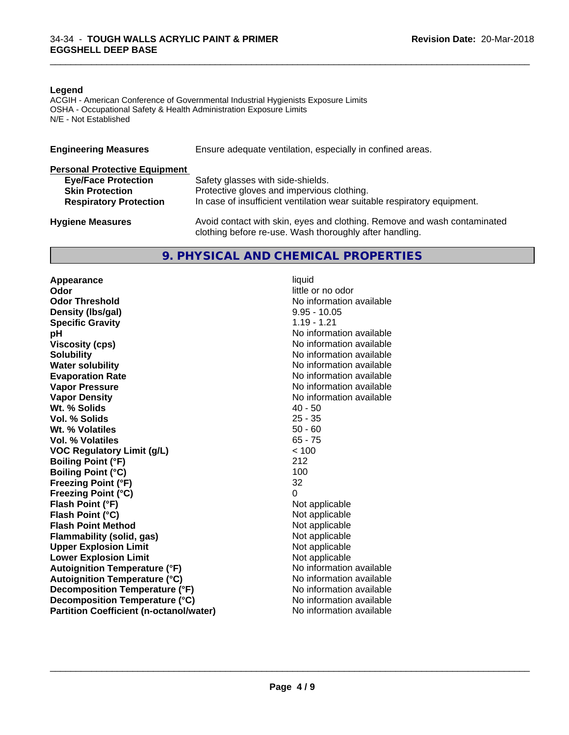**Legend**

ACGIH - American Conference of Governmental Industrial Hygienists Exposure Limits
OSHA - Occupational Safety & Health Administration Exposure Limits
N/E - Not Established

| | |
|---|---|
| **Engineering Measures** | Ensure adequate ventilation, especially in confined areas. |

**Personal Protective Equipment**

| | |
|---|---|
| **Eye/Face Protection** | Safety glasses with side-shields. |
| **Skin Protection** | Protective gloves and impervious clothing. |
| **Respiratory Protection** | In case of insufficient ventilation wear suitable respiratory equipment. |
| **Hygiene Measures** | Avoid contact with skin, eyes and clothing. Remove and wash contaminated clothing before re-use. Wash thoroughly after handling. |

## 9. PHYSICAL AND CHEMICAL PROPERTIES

| | |
|---|---|
| **Appearance** | liquid |
| **Odor** | little or no odor |
| **Odor Threshold** | No information available |
| **Density (lbs/gal)** | 9.95 - 10.05 |
| **Specific Gravity** | 1.19 - 1.21 |
| **pH** | No information available |
| **Viscosity (cps)** | No information available |
| **Solubility** | No information available |
| **Water solubility** | No information available |
| **Evaporation Rate** | No information available |
| **Vapor Pressure** | No information available |
| **Vapor Density** | No information available |
| **Wt. % Solids** | 40 - 50 |
| **Vol. % Solids** | 25 - 35 |
| **Wt. % Volatiles** | 50 - 60 |
| **Vol. % Volatiles** | 65 - 75 |
| **VOC Regulatory Limit (g/L)** | < 100 |
| **Boiling Point (°F)** | 212 |
| **Boiling Point (°C)** | 100 |
| **Freezing Point (°F)** | 32 |
| **Freezing Point (°C)** | 0 |
| **Flash Point (°F)** | Not applicable |
| **Flash Point (°C)** | Not applicable |
| **Flash Point Method** | Not applicable |
| **Flammability (solid, gas)** | Not applicable |
| **Upper Explosion Limit** | Not applicable |
| **Lower Explosion Limit** | Not applicable |
| **Autoignition Temperature (°F)** | No information available |
| **Autoignition Temperature (°C)** | No information available |
| **Decomposition Temperature (°F)** | No information available |
| **Decomposition Temperature (°C)** | No information available |
| **Partition Coefficient (n-octanol/water)** | No information available |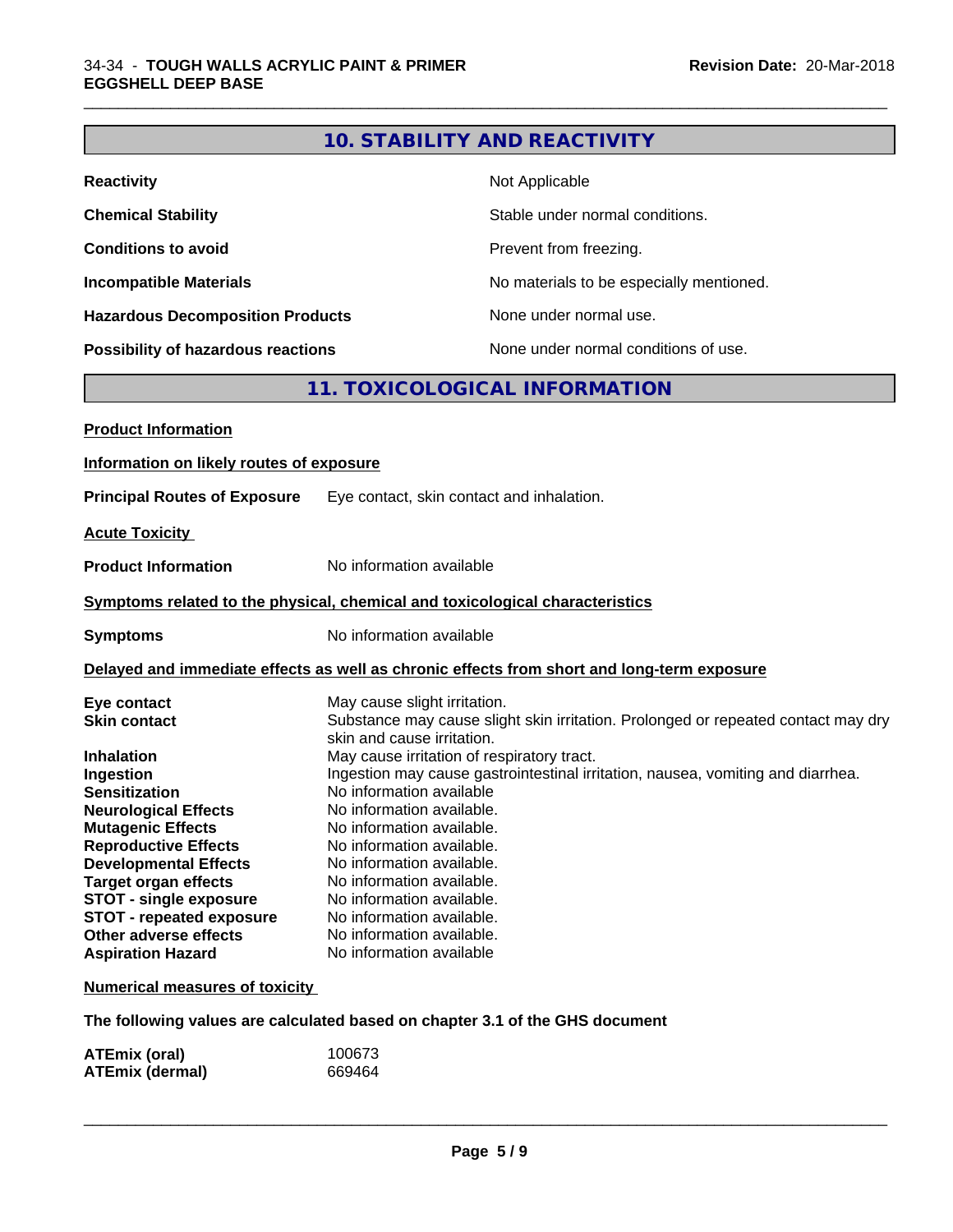## 10. STABILITY AND REACTIVITY

| | |
|---|---|
| **Reactivity** | Not Applicable |
| **Chemical Stability** | Stable under normal conditions. |
| **Conditions to avoid** | Prevent from freezing. |
| **Incompatible Materials** | No materials to be especially mentioned. |
| **Hazardous Decomposition Products** | None under normal use. |
| **Possibility of hazardous reactions** | None under normal conditions of use. |

## 11. TOXICOLOGICAL INFORMATION

**Product Information**

**Information on likely routes of exposure**

**Principal Routes of Exposure** Eye contact, skin contact and inhalation.

**Acute Toxicity**

**Product Information** No information available

**Symptoms related to the physical, chemical and toxicological characteristics**

**Symptoms** No information available

**Delayed and immediate effects as well as chronic effects from short and long-term exposure**

| | |
|---|---|
| **Eye contact** | May cause slight irritation. |
| **Skin contact** | Substance may cause slight skin irritation. Prolonged or repeated contact may dry skin and cause irritation. |
| **Inhalation** | May cause irritation of respiratory tract. |
| **Ingestion** | Ingestion may cause gastrointestinal irritation, nausea, vomiting and diarrhea. |
| **Sensitization** | No information available |
| **Neurological Effects** | No information available. |
| **Mutagenic Effects** | No information available. |
| **Reproductive Effects** | No information available. |
| **Developmental Effects** | No information available. |
| **Target organ effects** | No information available. |
| **STOT - single exposure** | No information available. |
| **STOT - repeated exposure** | No information available. |
| **Other adverse effects** | No information available. |
| **Aspiration Hazard** | No information available |

**Numerical measures of toxicity**

**The following values are calculated based on chapter 3.1 of the GHS document**

| | |
|---|---|
| **ATEmix (oral)** | 100673 |
| **ATEmix (dermal)** | 669464 |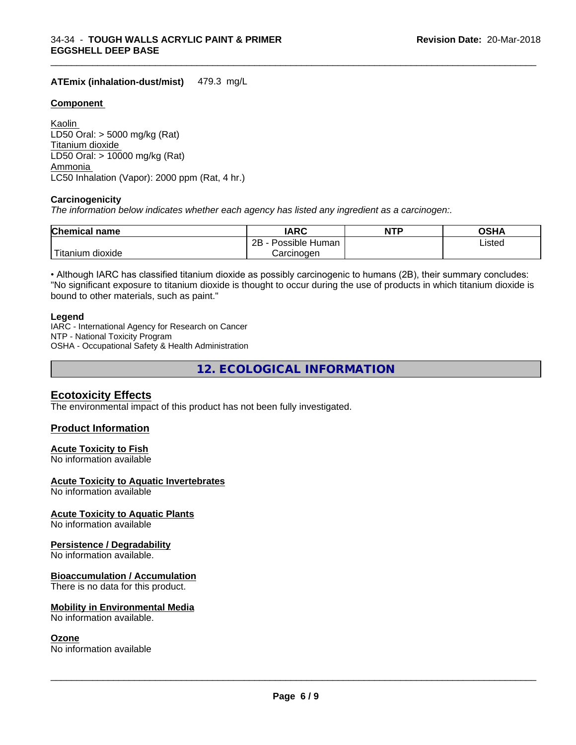**ATEmix (inhalation-dust/mist)** 479.3 mg/L

**Component**

Kaolin
LD50 Oral: > 5000 mg/kg (Rat)
Titanium dioxide
LD50 Oral: > 10000 mg/kg (Rat)
Ammonia
LC50 Inhalation (Vapor): 2000 ppm (Rat, 4 hr.)

**Carcinogenicity**

*The information below indicates whether each agency has listed any ingredient as a carcinogen:.*

| Chemical name | IARC | NTP | OSHA |
|---|---|---|---|
| Titanium dioxide | 2B - Possible Human Carcinogen | | Listed |

• Although IARC has classified titanium dioxide as possibly carcinogenic to humans (2B), their summary concludes: "No significant exposure to titanium dioxide is thought to occur during the use of products in which titanium dioxide is bound to other materials, such as paint."

**Legend**

IARC - International Agency for Research on Cancer
NTP - National Toxicity Program
OSHA - Occupational Safety & Health Administration

## 12. ECOLOGICAL INFORMATION

### Ecotoxicity Effects

The environmental impact of this product has not been fully investigated.

### Product Information

**Acute Toxicity to Fish**
No information available

**Acute Toxicity to Aquatic Invertebrates**
No information available

**Acute Toxicity to Aquatic Plants**
No information available

**Persistence / Degradability**
No information available.

**Bioaccumulation / Accumulation**
There is no data for this product.

**Mobility in Environmental Media**
No information available.

**Ozone**
No information available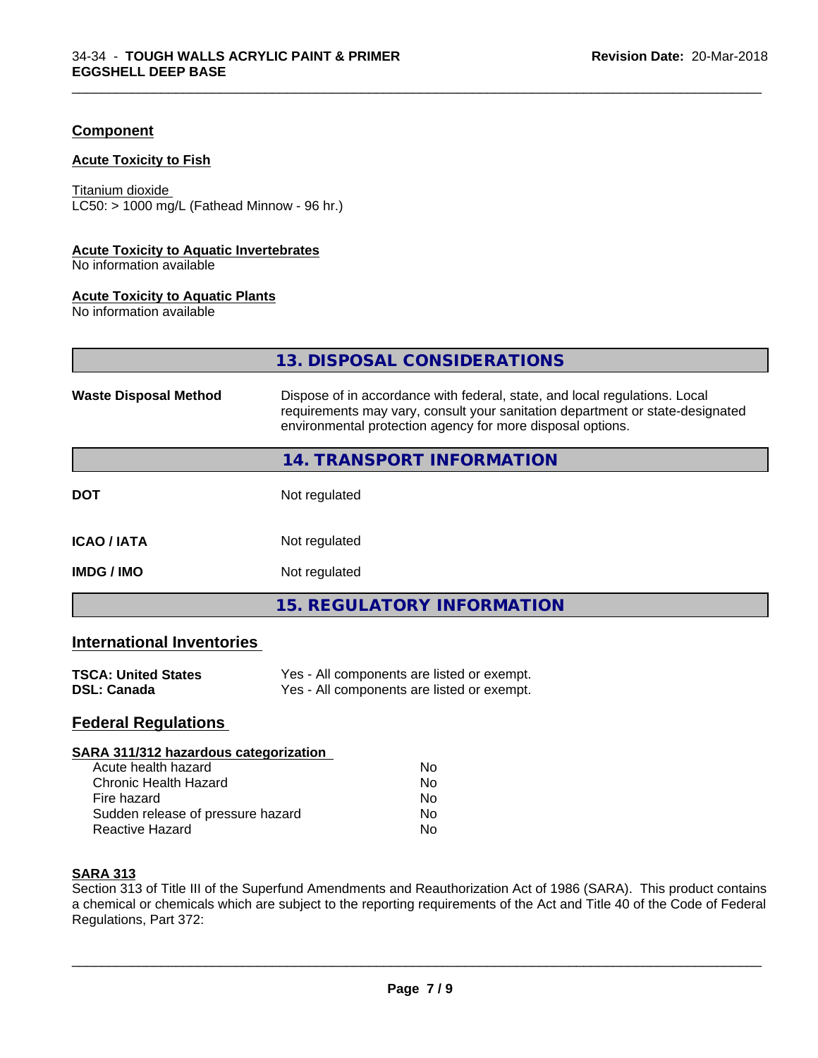## Component

### Acute Toxicity to Fish

Titanium dioxide
LC50: > 1000 mg/L (Fathead Minnow - 96 hr.)

### Acute Toxicity to Aquatic Invertebrates

No information available

### Acute Toxicity to Aquatic Plants

No information available

## 13. DISPOSAL CONSIDERATIONS

| | |
|---|---|
| **Waste Disposal Method** | Dispose of in accordance with federal, state, and local regulations. Local requirements may vary, consult your sanitation department or state-designated environmental protection agency for more disposal options. |

## 14. TRANSPORT INFORMATION

| | |
|---|---|
| **DOT** | Not regulated |
| **ICAO / IATA** | Not regulated |
| **IMDG / IMO** | Not regulated |

## 15. REGULATORY INFORMATION

### International Inventories

| | |
|---|---|
| **TSCA: United States** | Yes - All components are listed or exempt. |
| **DSL: Canada** | Yes - All components are listed or exempt. |

### Federal Regulations

**SARA 311/312 hazardous categorization**

| | |
|---|---|
| Acute health hazard | No |
| Chronic Health Hazard | No |
| Fire hazard | No |
| Sudden release of pressure hazard | No |
| Reactive Hazard | No |

**SARA 313**

Section 313 of Title III of the Superfund Amendments and Reauthorization Act of 1986 (SARA). This product contains a chemical or chemicals which are subject to the reporting requirements of the Act and Title 40 of the Code of Federal Regulations, Part 372: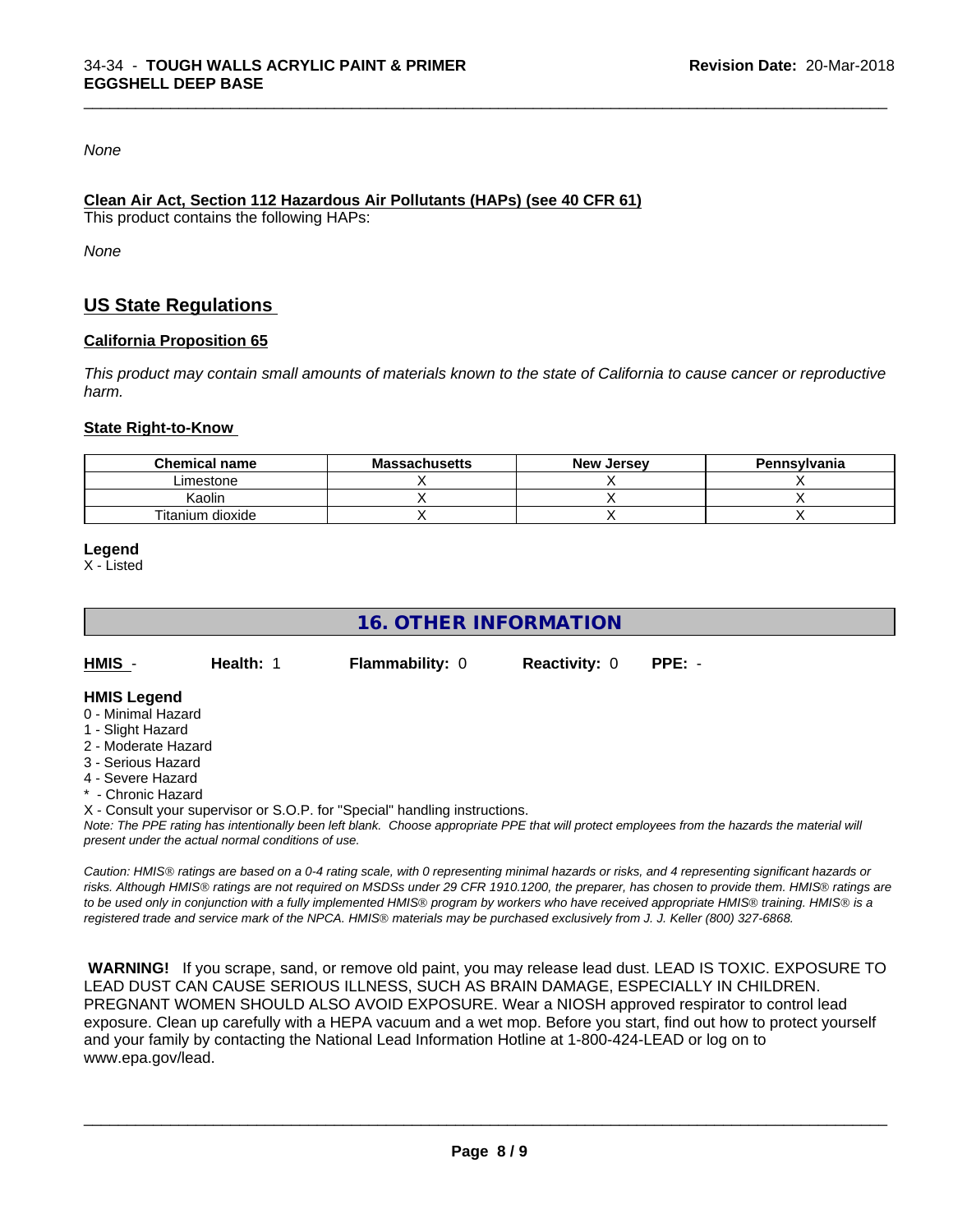*None*

**Clean Air Act, Section 112 Hazardous Air Pollutants (HAPs) (see 40 CFR 61)**

This product contains the following HAPs:

*None*

## US State Regulations

### California Proposition 65

*This product may contain small amounts of materials known to the state of California to cause cancer or reproductive harm.*

### State Right-to-Know

| Chemical name | Massachusetts | New Jersey | Pennsylvania |
|---|---|---|---|
| Limestone | X | X | X |
| Kaolin | X | X | X |
| Titanium dioxide | X | X | X |

**Legend**

X - Listed

## 16. OTHER INFORMATION

| HMIS - | Health: 1 | Flammability: 0 | Reactivity: 0 | PPE: - |
|---|---|---|---|---|

**HMIS Legend**

0 - Minimal Hazard
1 - Slight Hazard
2 - Moderate Hazard
3 - Serious Hazard
4 - Severe Hazard
* - Chronic Hazard
X - Consult your supervisor or S.O.P. for "Special" handling instructions.

*Note: The PPE rating has intentionally been left blank. Choose appropriate PPE that will protect employees from the hazards the material will present under the actual normal conditions of use.*

*Caution: HMIS® ratings are based on a 0-4 rating scale, with 0 representing minimal hazards or risks, and 4 representing significant hazards or risks. Although HMIS® ratings are not required on MSDSs under 29 CFR 1910.1200, the preparer, has chosen to provide them. HMIS® ratings are to be used only in conjunction with a fully implemented HMIS® program by workers who have received appropriate HMIS® training. HMIS® is a registered trade and service mark of the NPCA. HMIS® materials may be purchased exclusively from J. J. Keller (800) 327-6868.*

**WARNING!** If you scrape, sand, or remove old paint, you may release lead dust. LEAD IS TOXIC. EXPOSURE TO LEAD DUST CAN CAUSE SERIOUS ILLNESS, SUCH AS BRAIN DAMAGE, ESPECIALLY IN CHILDREN. PREGNANT WOMEN SHOULD ALSO AVOID EXPOSURE. Wear a NIOSH approved respirator to control lead exposure. Clean up carefully with a HEPA vacuum and a wet mop. Before you start, find out how to protect yourself and your family by contacting the National Lead Information Hotline at 1-800-424-LEAD or log on to www.epa.gov/lead.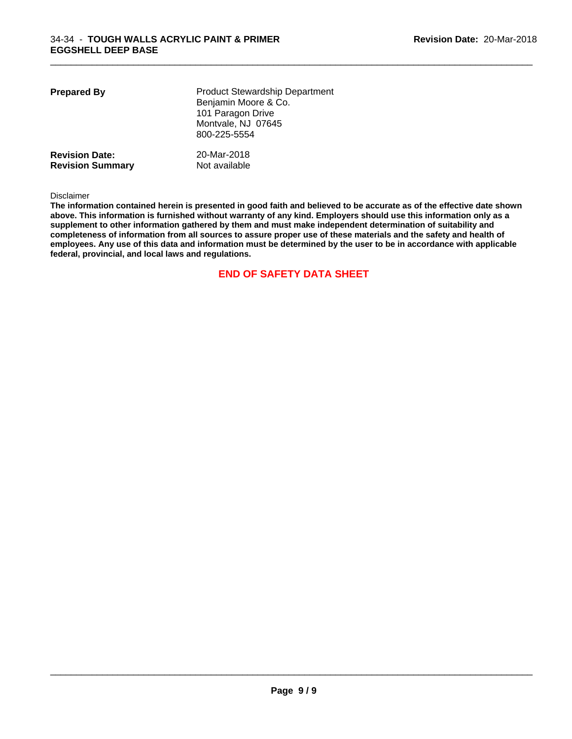| | |
|---|---|
| **Prepared By** | Product Stewardship Department<br>Benjamin Moore & Co.<br>101 Paragon Drive<br>Montvale, NJ 07645<br>800-225-5554 |
| **Revision Date:** | 20-Mar-2018 |
| **Revision Summary** | Not available |

Disclaimer

**The information contained herein is presented in good faith and believed to be accurate as of the effective date shown above. This information is furnished without warranty of any kind. Employers should use this information only as a supplement to other information gathered by them and must make independent determination of suitability and completeness of information from all sources to assure proper use of these materials and the safety and health of employees. Any use of this data and information must be determined by the user to be in accordance with applicable federal, provincial, and local laws and regulations.**

**END OF SAFETY DATA SHEET**